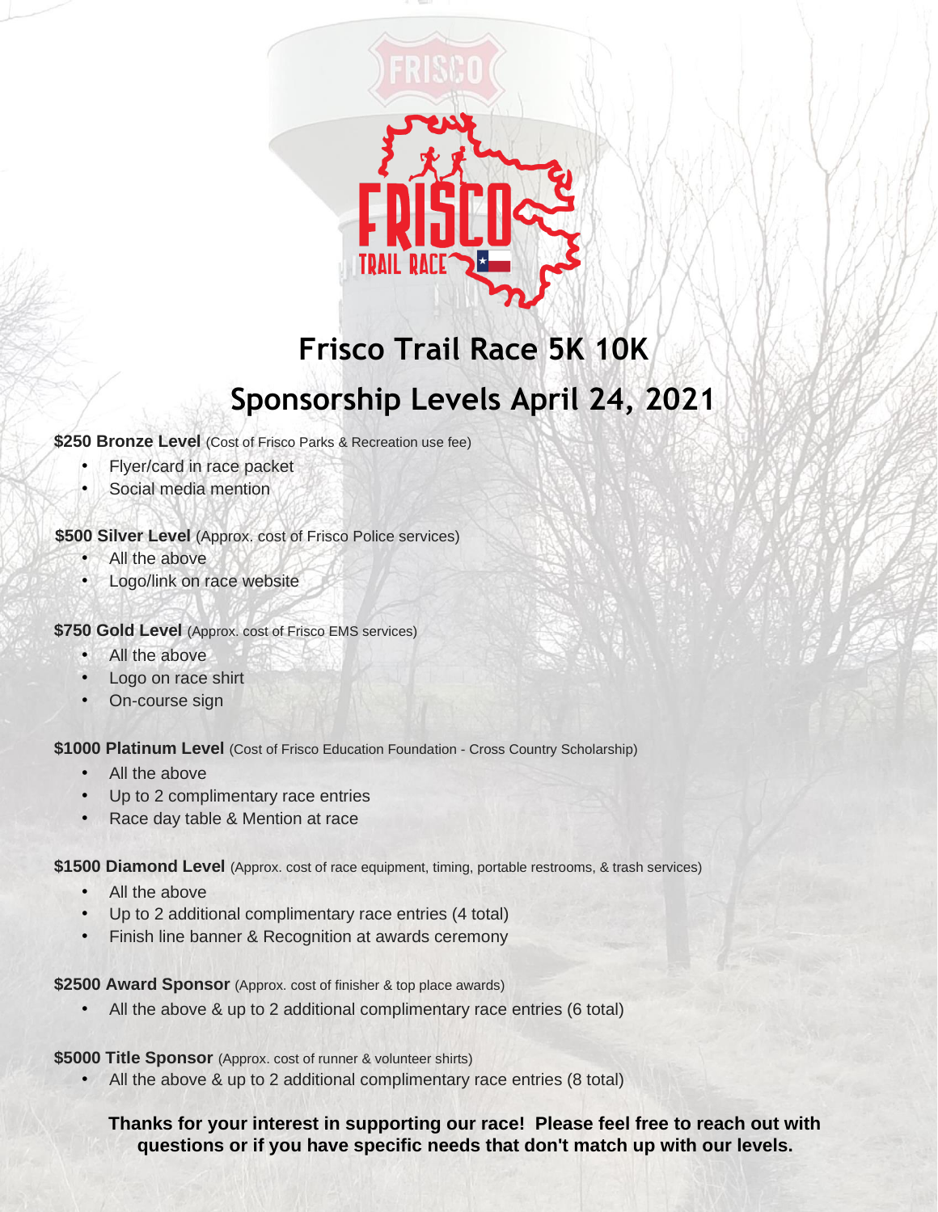# Frisco Trail Race 5K 10K

## Sponsorship Levels April 24, 2021

**$250 Bronze Level** (Cost of Frisco Parks & Recreation use fee)

- Flyer/card in race packet
- Social media mention

**$500 Silver Level** (Approx. cost of Frisco Police services)

- All the above
- Logo/link on race website

**$750 Gold Level** (Approx. cost of Frisco EMS services)

- All the above
- Logo on race shirt
- On-course sign

**$1000 Platinum Level** (Cost of Frisco Education Foundation - Cross Country Scholarship)

- All the above
- Up to 2 complimentary race entries
- Race day table & Mention at race

**$1500 Diamond Level** (Approx. cost of race equipment, timing, portable restrooms, & trash services)

- All the above
- Up to 2 additional complimentary race entries (4 total)
- Finish line banner & Recognition at awards ceremony

**$2500 Award Sponsor** (Approx. cost of finisher & top place awards)

- All the above & up to 2 additional complimentary race entries (6 total)

**$5000 Title Sponsor** (Approx. cost of runner & volunteer shirts)

- All the above & up to 2 additional complimentary race entries (8 total)

**Thanks for your interest in supporting our race! Please feel free to reach out with questions or if you have specific needs that don't match up with our levels.**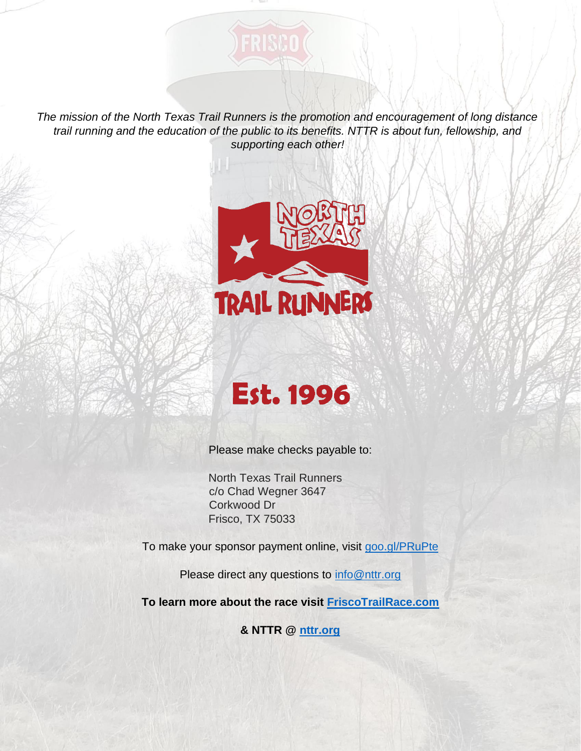*The mission of the North Texas Trail Runners is the promotion and encouragement of long distance trail running and the education of the public to its benefits. NTTR is about fun, fellowship, and supporting each other!*

NORTH TEXAS TRAIL RUNNERS

# Est. 1996

Please make checks payable to:

North Texas Trail Runners
c/o Chad Wegner 3647
Corkwood Dr
Frisco, TX 75033

To make your sponsor payment online, visit goo.gl/PRuPte

Please direct any questions to info@nttr.org

**To learn more about the race visit FriscoTrailRace.com**

**& NTTR @ nttr.org**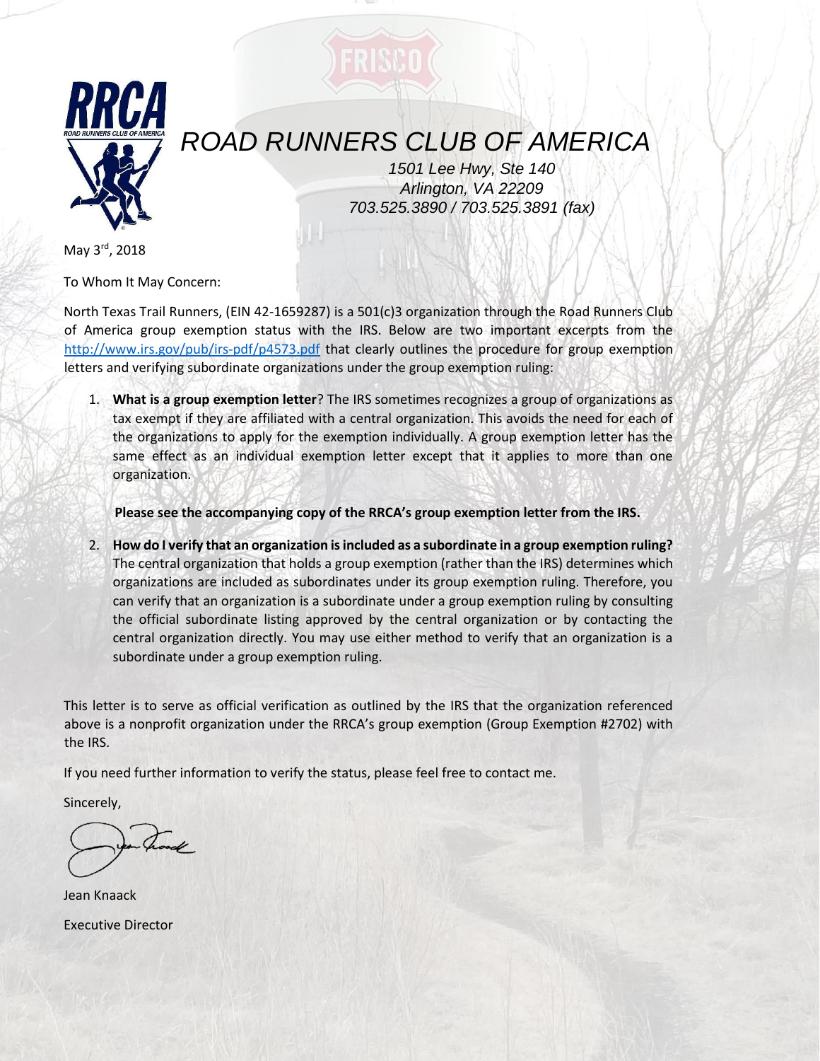# ROAD RUNNERS CLUB OF AMERICA

*1501 Lee Hwy, Ste 140*
*Arlington, VA 22209*
*703.525.3890 / 703.525.3891 (fax)*

May 3rd, 2018

To Whom It May Concern:

North Texas Trail Runners, (EIN 42-1659287) is a 501(c)3 organization through the Road Runners Club of America group exemption status with the IRS. Below are two important excerpts from the http://www.irs.gov/pub/irs-pdf/p4573.pdf that clearly outlines the procedure for group exemption letters and verifying subordinate organizations under the group exemption ruling:

1. **What is a group exemption letter**? The IRS sometimes recognizes a group of organizations as tax exempt if they are affiliated with a central organization. This avoids the need for each of the organizations to apply for the exemption individually. A group exemption letter has the same effect as an individual exemption letter except that it applies to more than one organization.

   **Please see the accompanying copy of the RRCA's group exemption letter from the IRS.**

2. **How do I verify that an organization is included as a subordinate in a group exemption ruling?** The central organization that holds a group exemption (rather than the IRS) determines which organizations are included as subordinates under its group exemption ruling. Therefore, you can verify that an organization is a subordinate under a group exemption ruling by consulting the official subordinate listing approved by the central organization or by contacting the central organization directly. You may use either method to verify that an organization is a subordinate under a group exemption ruling.

This letter is to serve as official verification as outlined by the IRS that the organization referenced above is a nonprofit organization under the RRCA's group exemption (Group Exemption #2702) with the IRS.

If you need further information to verify the status, please feel free to contact me.

Sincerely,

Jean Knaack

Executive Director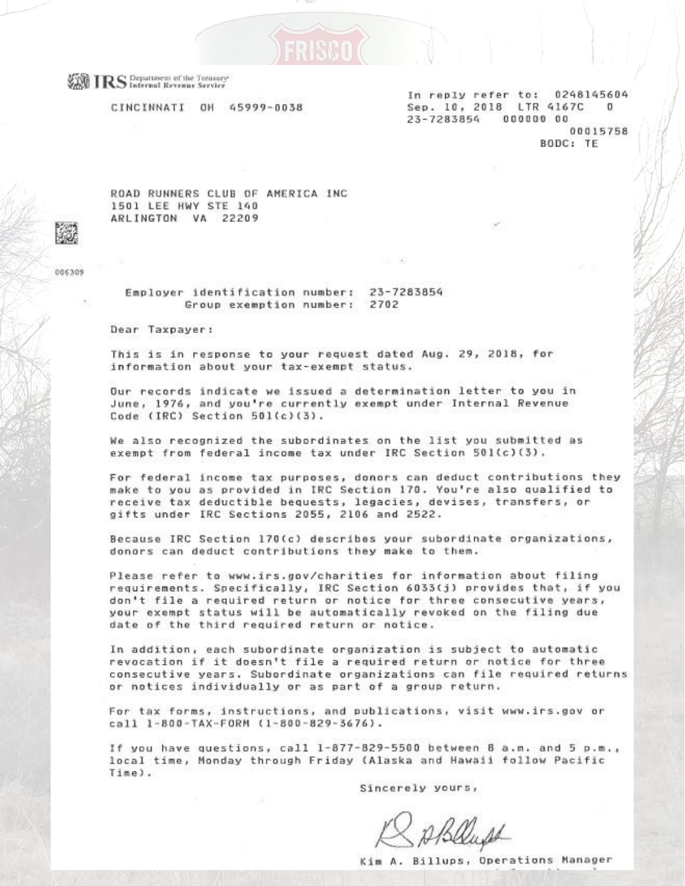IRS Department of the Treasury
Internal Revenue Service

CINCINNATI OH 45999-0038

In reply refer to: 0248145604
Sep. 10, 2018 LTR 4167C 0
23-7283854 000000 00
00015758
BODC: TE

ROAD RUNNERS CLUB OF AMERICA INC
1501 LEE HWY STE 140
ARLINGTON VA 22209

006309

Employer identification number: 23-7283854
Group exemption number: 2702

Dear Taxpayer:

This is in response to your request dated Aug. 29, 2018, for information about your tax-exempt status.

Our records indicate we issued a determination letter to you in June, 1976, and you're currently exempt under Internal Revenue Code (IRC) Section 501(c)(3).

We also recognized the subordinates on the list you submitted as exempt from federal income tax under IRC Section 501(c)(3).

For federal income tax purposes, donors can deduct contributions they make to you as provided in IRC Section 170. You're also qualified to receive tax deductible bequests, legacies, devises, transfers, or gifts under IRC Sections 2055, 2106 and 2522.

Because IRC Section 170(c) describes your subordinate organizations, donors can deduct contributions they make to them.

Please refer to www.irs.gov/charities for information about filing requirements. Specifically, IRC Section 6033(j) provides that, if you don't file a required return or notice for three consecutive years, your exempt status will be automatically revoked on the filing due date of the third required return or notice.

In addition, each subordinate organization is subject to automatic revocation if it doesn't file a required return or notice for three consecutive years. Subordinate organizations can file required returns or notices individually or as part of a group return.

For tax forms, instructions, and publications, visit www.irs.gov or call 1-800-TAX-FORM (1-800-829-3676).

If you have questions, call 1-877-829-5500 between 8 a.m. and 5 p.m., local time, Monday through Friday (Alaska and Hawaii follow Pacific Time).

Sincerely yours,

Kim A. Billups, Operations Manager